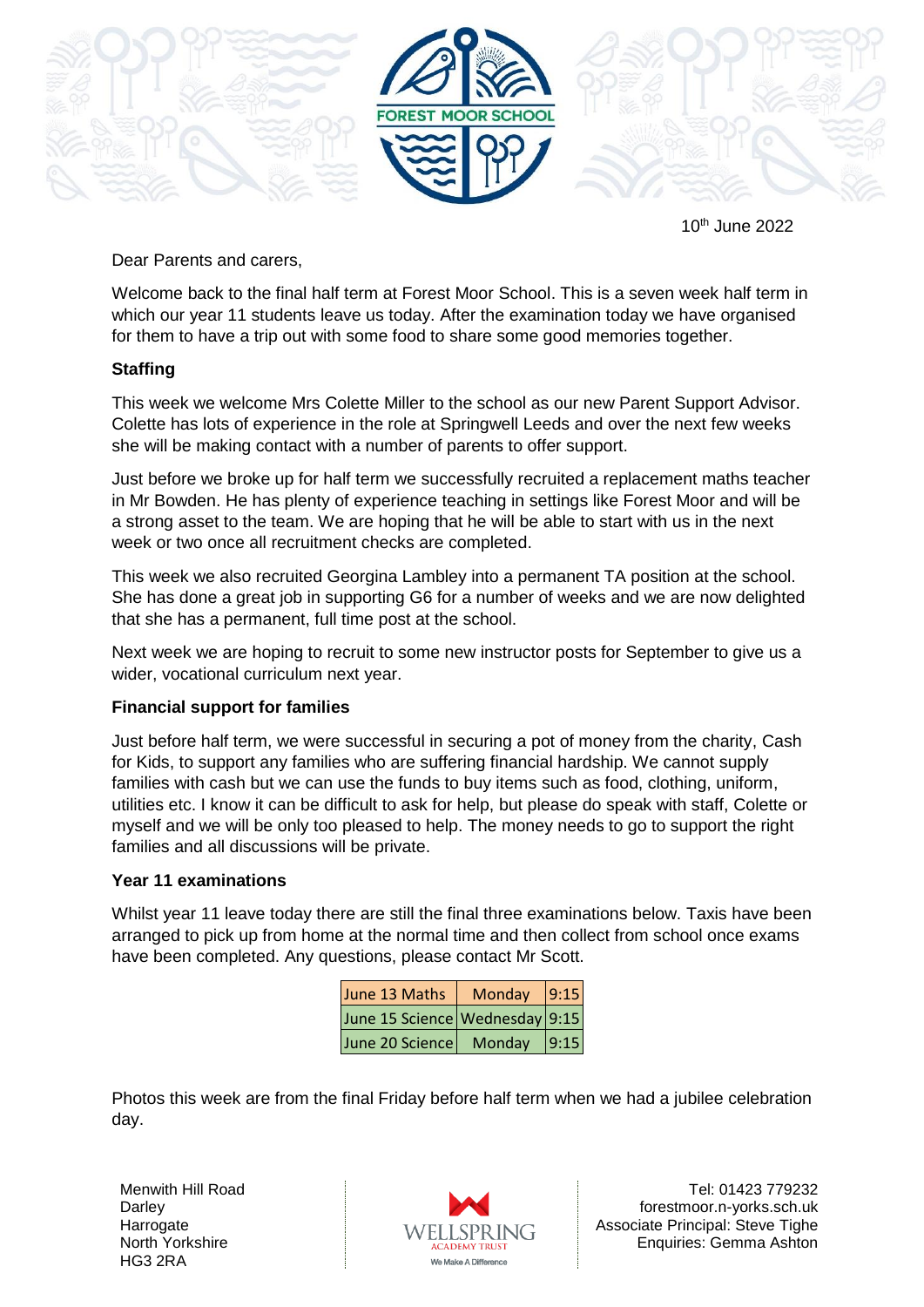FOREST MOOR SCHOOL

10th June 2022

Dear Parents and carers,

Welcome back to the final half term at Forest Moor School. This is a seven week half term in which our year 11 students leave us today. After the examination today we have organised for them to have a trip out with some food to share some good memories together.

**Staffing**

This week we welcome Mrs Colette Miller to the school as our new Parent Support Advisor. Colette has lots of experience in the role at Springwell Leeds and over the next few weeks she will be making contact with a number of parents to offer support.

Just before we broke up for half term we successfully recruited a replacement maths teacher in Mr Bowden. He has plenty of experience teaching in settings like Forest Moor and will be a strong asset to the team. We are hoping that he will be able to start with us in the next week or two once all recruitment checks are completed.

This week we also recruited Georgina Lambley into a permanent TA position at the school. She has done a great job in supporting G6 for a number of weeks and we are now delighted that she has a permanent, full time post at the school.

Next week we are hoping to recruit to some new instructor posts for September to give us a wider, vocational curriculum next year.

**Financial support for families**

Just before half term, we were successful in securing a pot of money from the charity, Cash for Kids, to support any families who are suffering financial hardship. We cannot supply families with cash but we can use the funds to buy items such as food, clothing, uniform, utilities etc. I know it can be difficult to ask for help, but please do speak with staff, Colette or myself and we will be only too pleased to help. The money needs to go to support the right families and all discussions will be private.

**Year 11 examinations**

Whilst year 11 leave today there are still the final three examinations below. Taxis have been arranged to pick up from home at the normal time and then collect from school once exams have been completed. Any questions, please contact Mr Scott.

| June 13 Maths | Monday | 9:15 |
|---|---|---|
| June 15 Science | Wednesday | 9:15 |
| June 20 Science | Monday | 9:15 |

Photos this week are from the final Friday before half term when we had a jubilee celebration day.

Menwith Hill Road
Darley
Harrogate
North Yorkshire
HG3 2RA

WELLSPRING ACADEMY TRUST
We Make A Difference

Tel: 01423 779232
forestmoor.n-yorks.sch.uk
Associate Principal: Steve Tighe
Enquiries: Gemma Ashton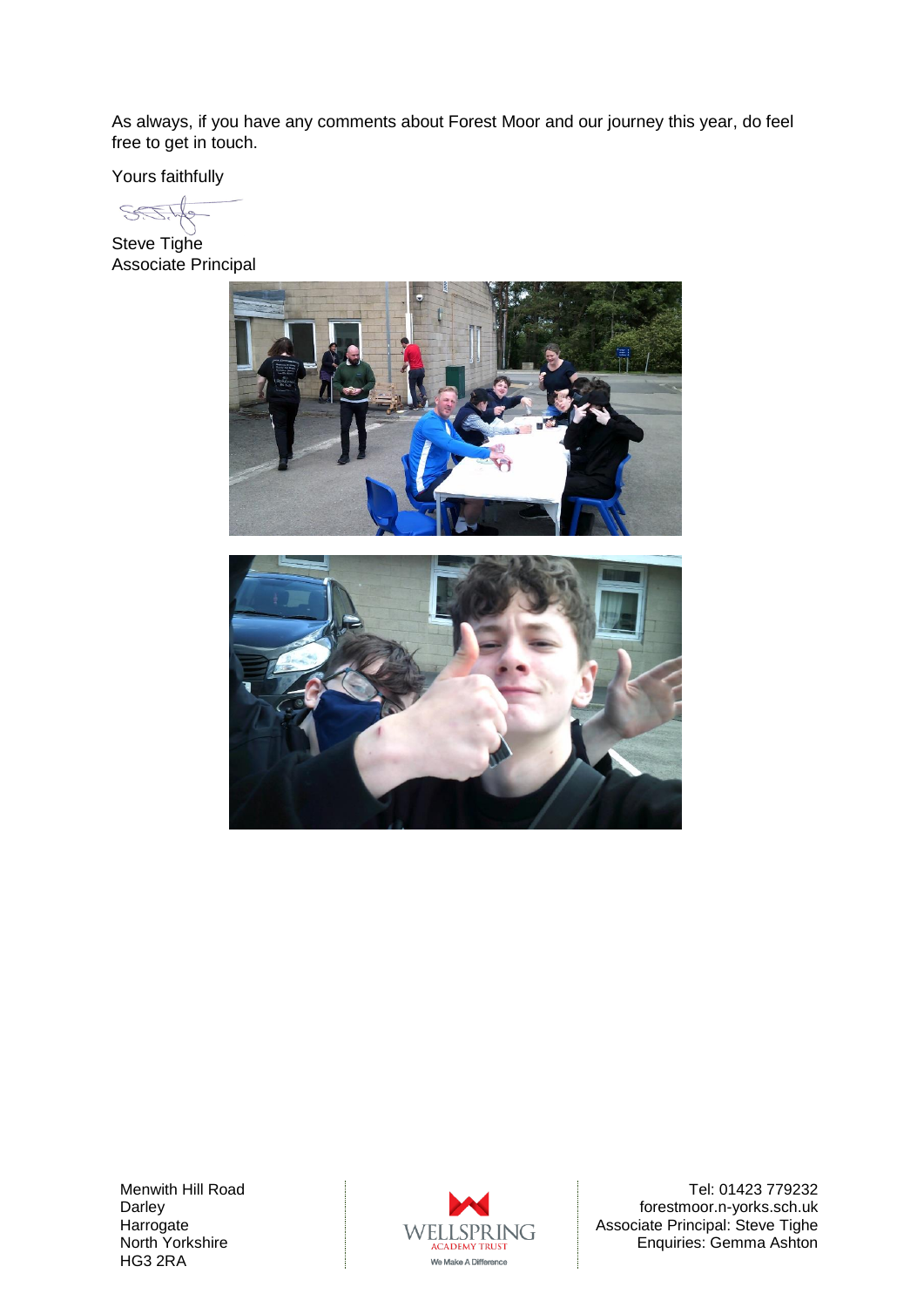As always, if you have any comments about Forest Moor and our journey this year, do feel free to get in touch.

Yours faithfully

Steve Tighe
Associate Principal

Menwith Hill Road
Darley
Harrogate
North Yorkshire
HG3 2RA

Tel: 01423 779232
forestmoor.n-yorks.sch.uk
Associate Principal: Steve Tighe
Enquiries: Gemma Ashton